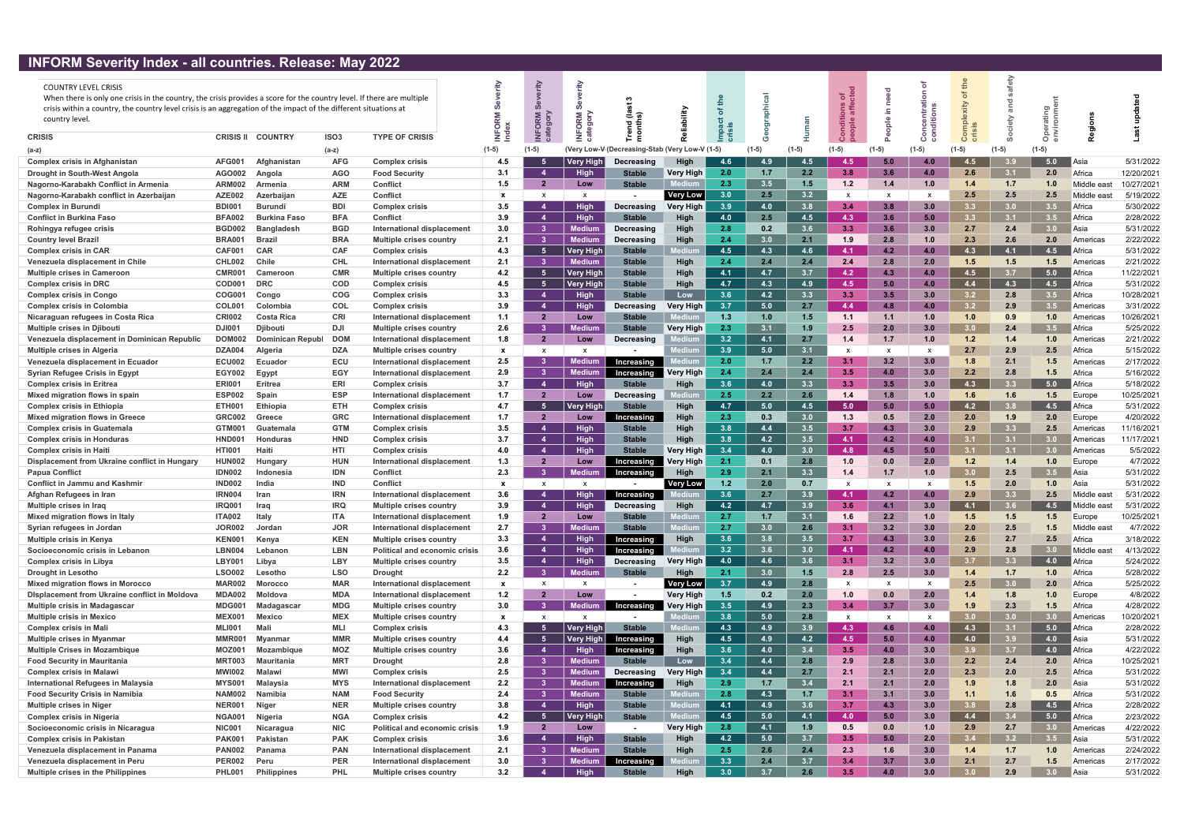# INFORM Severity Index - all countries. Release: May 2022

COUNTRY LEVEL CRISIS
When there is only one crisis in the country, the crisis provides a score for the country level. If there are multiple crisis within a country, the country level crisis is an aggregation of the impact of the different situations at country level.

| CRISIS | CRISIS II | COUNTRY | ISO3 | TYPE OF CRISIS | INFORM Severity Index | INFORM Severity category | INFORM Severity category | Trend (last 3 months) | Reliability | Impact of the crisis | Geographical | Human | Conditions of people affected | People in need | Concentration of conditions | Complexity of the crisis | Society and safety | Operating environment | Regions | Last updated |
|---|---|---|---|---|---|---|---|---|---|---|---|---|---|---|---|---|---|---|---|---|
| (a-z) | | | (a-z) | | (1-5) | (1-5) | (Very Low-V | (Decreasing-Stab | (Very Low-V | (1-5) | (1-5) | (1-5) | (1-5) | (1-5) | (1-5) | (1-5) | (1-5) | (1-5) | | |
| Complex crisis in Afghanistan | AFG001 | Afghanistan | AFG | Complex crisis | 4.5 | 5 | Very High | Decreasing | High | 4.6 | 4.9 | 4.5 | 4.5 | 5.0 | 4.0 | 4.5 | 3.9 | 5.0 | Asia | 5/31/2022 |
| Drought in South-West Angola | AGO002 | Angola | AGO | Food Security | 3.1 | 4 | High | Stable | Very High | 2.0 | 1.7 | 2.2 | 3.8 | 3.6 | 4.0 | 2.6 | 3.1 | 2.0 | Africa | 12/20/2021 |
| Nagorno-Karabakh Conflict in Armenia | ARM002 | Armenia | ARM | Conflict | 1.5 | 2 | Low | Stable | Medium | 2.3 | 3.5 | 1.5 | 1.2 | 1.4 | 1.0 | 1.4 | 1.7 | 1.0 | Middle east | 10/27/2021 |
| Nagorno-Karabakh conflict in Azerbaijan | AZE002 | Azerbaijan | AZE | Conflict | x | x | x | - | Very Low | 3.0 | 2.5 | 3.2 | x | x | x | 2.5 | 2.5 | 2.5 | Middle east | 5/19/2022 |
| Complex crisis in Burundi | BDI001 | Burundi | BDI | Complex crisis | 3.5 | 4 | High | Decreasing | Very High | 3.9 | 4.0 | 3.8 | 3.4 | 3.8 | 3.0 | 3.3 | 3.0 | 3.5 | Africa | 5/30/2022 |
| Conflict in Burkina Faso | BFA002 | Burkina Faso | BFA | Conflict | 3.9 | 4 | High | Stable | High | 4.0 | 2.5 | 4.5 | 4.3 | 3.6 | 5.0 | 3.3 | 3.1 | 3.5 | Africa | 2/28/2022 |
| Rohingya refugee crisis | BGD002 | Bangladesh | BGD | International displacement | 3.0 | 3 | Medium | Decreasing | High | 2.8 | 0.2 | 3.6 | 3.3 | 3.6 | 3.0 | 2.7 | 2.4 | 3.0 | Asia | 5/31/2022 |
| Country level Brazil | BRA001 | Brazil | BRA | Multiple crises country | 2.1 | 3 | Medium | Decreasing | High | 2.4 | 3.0 | 2.1 | 1.9 | 2.8 | 1.0 | 2.3 | 2.6 | 2.0 | Americas | 2/22/2022 |
| Complex crisis in CAR | CAF001 | CAR | CAF | Complex crisis | 4.3 | 5 | Very High | Stable | Medium | 4.5 | 4.3 | 4.6 | 4.1 | 4.2 | 4.0 | 4.3 | 4.1 | 4.5 | Africa | 5/31/2022 |
| Venezuela displacement in Chile | CHL002 | Chile | CHL | International displacement | 2.1 | 3 | Medium | Stable | High | 2.4 | 2.4 | 2.4 | 2.4 | 2.8 | 2.0 | 1.5 | 1.5 | 1.5 | Americas | 2/21/2022 |
| Multiple crises in Cameroon | CMR001 | Cameroon | CMR | Multiple crises country | 4.2 | 5 | Very High | Stable | High | 4.1 | 4.7 | 3.7 | 4.2 | 4.3 | 4.0 | 4.5 | 3.7 | 5.0 | Africa | 11/22/2021 |
| Complex crisis in DRC | COD001 | DRC | COD | Complex crisis | 4.5 | 5 | Very High | Stable | High | 4.7 | 4.3 | 4.9 | 4.5 | 5.0 | 4.0 | 4.4 | 4.3 | 4.5 | Africa | 5/31/2022 |
| Complex crisis in Congo | COG001 | Congo | COG | Complex crisis | 3.3 | 4 | High | Stable | Low | 3.6 | 4.2 | 3.3 | 3.3 | 3.5 | 3.0 | 3.2 | 2.8 | 3.5 | Africa | 10/28/2021 |
| Complex crisis in Colombia | COL001 | Colombia | COL | Complex crisis | 3.9 | 4 | High | Decreasing | Very High | 3.7 | 5.0 | 2.7 | 4.4 | 4.8 | 4.0 | 3.2 | 2.9 | 3.5 | Americas | 3/31/2022 |
| Nicaraguan refugees in Costa Rica | CRI002 | Costa Rica | CRI | International displacement | 1.1 | 2 | Low | Stable | Medium | 1.3 | 1.0 | 1.5 | 1.1 | 1.1 | 1.0 | 1.0 | 0.9 | 1.0 | Americas | 10/26/2021 |
| Multiple crises in Djibouti | DJI001 | Djibouti | DJI | Multiple crises country | 2.6 | 3 | Medium | Stable | Very High | 2.3 | 3.1 | 1.9 | 2.5 | 2.0 | 3.0 | 3.0 | 2.4 | 3.5 | Africa | 5/25/2022 |
| Venezuela displacement in Dominican Republic | DOM002 | Dominican Republ | DOM | International displacement | 1.8 | 2 | Low | Decreasing | Medium | 3.2 | 4.1 | 2.7 | 1.4 | 1.7 | 1.0 | 1.2 | 1.4 | 1.0 | Americas | 2/21/2022 |
| Multiple crises in Algeria | DZA004 | Algeria | DZA | Multiple crises country | x | x | x | - | Medium | 3.9 | 5.0 | 3.1 | x | x | x | 2.7 | 2.9 | 2.5 | Africa | 5/15/2022 |
| Venezuela displacement in Ecuador | ECU002 | Ecuador | ECU | International displacement | 2.5 | 3 | Medium | Increasing | Medium | 2.0 | 1.7 | 2.2 | 3.1 | 3.2 | 3.0 | 1.8 | 2.1 | 1.5 | Americas | 2/17/2022 |
| Syrian Refugee Crisis in Egypt | EGY002 | Egypt | EGY | International displacement | 2.9 | 3 | Medium | Increasing | Very High | 2.4 | 2.4 | 2.4 | 3.5 | 4.0 | 3.0 | 2.2 | 2.8 | 1.5 | Africa | 5/16/2022 |
| Complex crisis in Eritrea | ERI001 | Eritrea | ERI | Complex crisis | 3.7 | 4 | High | Stable | High | 3.6 | 4.0 | 3.3 | 3.3 | 3.5 | 3.0 | 4.3 | 3.3 | 5.0 | Africa | 5/18/2022 |
| Mixed migration flows in spain | ESP002 | Spain | ESP | International displacement | 1.7 | 2 | Low | Decreasing | Medium | 2.5 | 2.2 | 2.6 | 1.4 | 1.8 | 1.0 | 1.6 | 1.6 | 1.5 | Europe | 10/25/2021 |
| Complex crisis in Ethiopia | ETH001 | Ethiopia | ETH | Complex crisis | 4.7 | 5 | Very High | Stable | High | 4.7 | 5.0 | 4.5 | 5.0 | 5.0 | 5.0 | 4.2 | 3.8 | 4.5 | Africa | 5/31/2022 |
| Mixed migration flows in Greece | GRC002 | Greece | GRC | International displacement | 1.7 | 2 | Low | Increasing | High | 2.3 | 0.3 | 3.0 | 1.3 | 0.5 | 2.0 | 2.0 | 1.9 | 2.0 | Europe | 4/20/2022 |
| Complex crisis in Guatemala | GTM001 | Guatemala | GTM | Complex crisis | 3.5 | 4 | High | Stable | High | 3.8 | 4.4 | 3.5 | 3.7 | 4.3 | 3.0 | 2.9 | 3.3 | 2.5 | Americas | 11/16/2021 |
| Complex crisis in Honduras | HND001 | Honduras | HND | Complex crisis | 3.7 | 4 | High | Stable | High | 3.8 | 4.2 | 3.5 | 4.1 | 4.2 | 4.0 | 3.1 | 3.1 | 3.0 | Americas | 11/17/2021 |
| Complex crisis in Haiti | HTI001 | Haiti | HTI | Complex crisis | 4.0 | 4 | High | Stable | Very High | 3.4 | 4.0 | 3.0 | 4.8 | 4.5 | 5.0 | 3.1 | 3.1 | 3.0 | Americas | 5/5/2022 |
| Displacement from Ukraine conflict in Hungary | HUN002 | Hungary | HUN | International displacement | 1.3 | 2 | Low | Increasing | Very High | 2.1 | 0.1 | 2.8 | 1.0 | 0.0 | 2.0 | 1.2 | 1.4 | 1.0 | Europe | 4/7/2022 |
| Papua Conflict | IDN002 | Indonesia | IDN | Conflict | 2.3 | 3 | Medium | Increasing | High | 2.9 | 2.1 | 3.3 | 1.4 | 1.7 | 1.0 | 3.0 | 2.5 | 3.5 | Asia | 5/31/2022 |
| Conflict in Jammu and Kashmir | IND002 | India | IND | Conflict | x | x | x | - | Very Low | 1.2 | 2.0 | 0.7 | x | x | x | 1.5 | 2.0 | 1.0 | Asia | 5/31/2022 |
| Afghan Refugees in Iran | IRN004 | Iran | IRN | International displacement | 3.6 | 4 | High | Increasing | Medium | 3.6 | 2.7 | 3.9 | 4.1 | 4.2 | 4.0 | 2.9 | 3.3 | 2.5 | Middle east | 5/31/2022 |
| Multiple crises in Iraq | IRQ001 | Iraq | IRQ | Multiple crises country | 3.9 | 4 | High | Decreasing | High | 4.2 | 4.7 | 3.9 | 3.6 | 4.1 | 3.0 | 4.1 | 3.6 | 4.5 | Middle east | 5/31/2022 |
| Mixed migration flows in Italy | ITA002 | Italy | ITA | International displacement | 1.9 | 2 | Low | Stable | Medium | 2.7 | 1.7 | 3.1 | 1.6 | 2.2 | 1.0 | 1.5 | 1.5 | 1.5 | Europe | 10/25/2021 |
| Syrian refugees in Jordan | JOR002 | Jordan | JOR | International displacement | 2.7 | 3 | Medium | Stable | Medium | 2.7 | 3.0 | 2.6 | 3.1 | 3.2 | 3.0 | 2.0 | 2.5 | 1.5 | Middle east | 4/7/2022 |
| Multiple crisis in Kenya | KEN001 | Kenya | KEN | Multiple crises country | 3.3 | 4 | High | Increasing | High | 3.6 | 3.8 | 3.5 | 3.7 | 4.3 | 3.0 | 2.6 | 2.7 | 2.5 | Africa | 3/18/2022 |
| Socioeconomic crisis in Lebanon | LBN004 | Lebanon | LBN | Political and economic crisis | 3.6 | 4 | High | Increasing | Medium | 3.2 | 3.6 | 3.0 | 4.1 | 4.2 | 4.0 | 2.9 | 2.8 | 3.0 | Middle east | 4/13/2022 |
| Complex crisis in Libya | LBY001 | Libya | LBY | Multiple crises country | 3.5 | 4 | High | Decreasing | Very High | 4.0 | 4.6 | 3.6 | 3.1 | 3.2 | 3.0 | 3.7 | 3.3 | 4.0 | Africa | 5/24/2022 |
| Drought in Lesotho | LSO002 | Lesotho | LSO | Drought | 2.2 | 3 | Medium | Stable | High | 2.1 | 3.0 | 1.5 | 2.8 | 2.5 | 3.0 | 1.4 | 1.7 | 1.0 | Africa | 5/28/2022 |
| Mixed migration flows in Morocco | MAR002 | Morocco | MAR | International displacement | x | x | x | - | Very Low | 3.7 | 4.9 | 2.8 | x | x | x | 2.5 | 3.0 | 2.0 | Africa | 5/25/2022 |
| DIsplacement from Ukraine conflict in Moldova | MDA002 | Moldova | MDA | International displacement | 1.2 | 2 | Low | - | Very High | 1.5 | 0.2 | 2.0 | 1.0 | 0.0 | 2.0 | 1.4 | 1.8 | 1.0 | Europe | 4/8/2022 |
| Multiple crisis in Madagascar | MDG001 | Madagascar | MDG | Multiple crises country | 3.0 | 3 | Medium | Increasing | Very High | 3.5 | 4.9 | 2.3 | 3.4 | 3.7 | 3.0 | 1.9 | 2.3 | 1.5 | Africa | 4/28/2022 |
| Multiple crises in Mexico | MEX001 | Mexico | MEX | Multiple crises country | x | x | x | - | Medium | 3.8 | 5.0 | 2.8 | x | x | x | 3.0 | 3.0 | 3.0 | Americas | 10/20/2021 |
| Complex crisis in Mali | MLI001 | Mali | MLI | Complex crisis | 4.3 | 5 | Very High | Stable | Medium | 4.3 | 4.9 | 3.9 | 4.3 | 4.6 | 4.0 | 4.3 | 3.1 | 5.0 | Africa | 2/28/2022 |
| Multiple crises in Myanmar | MMR001 | Myanmar | MMR | Multiple crises country | 4.4 | 5 | Very High | Increasing | High | 4.5 | 4.9 | 4.2 | 4.5 | 5.0 | 4.0 | 4.0 | 3.9 | 4.0 | Asia | 5/31/2022 |
| Multiple Crises in Mozambique | MOZ001 | Mozambique | MOZ | Multiple crises country | 3.6 | 4 | High | Increasing | High | 3.6 | 4.0 | 3.4 | 3.5 | 4.0 | 3.0 | 3.9 | 3.7 | 4.0 | Africa | 4/22/2022 |
| Food Security in Mauritania | MRT003 | Mauritania | MRT | Drought | 2.8 | 3 | Medium | Stable | Low | 3.4 | 4.4 | 2.8 | 2.9 | 2.8 | 3.0 | 2.2 | 2.4 | 2.0 | Africa | 10/25/2021 |
| Complex crisis in Malawi | MWI002 | Malawi | MWI | Complex crisis | 2.5 | 3 | Medium | Decreasing | Very High | 3.4 | 4.4 | 2.7 | 2.1 | 2.1 | 2.0 | 2.3 | 2.0 | 2.5 | Africa | 5/31/2022 |
| International Refugees in Malaysia | MYS001 | Malaysia | MYS | International displacement | 2.2 | 3 | Medium | Increasing | High | 2.9 | 1.7 | 3.4 | 2.1 | 2.1 | 2.0 | 1.9 | 1.8 | 2.0 | Asia | 5/31/2022 |
| Food Security Crisis in Namibia | NAM002 | Namibia | NAM | Food Security | 2.4 | 3 | Medium | Stable | Medium | 2.8 | 4.3 | 1.7 | 3.1 | 3.1 | 3.0 | 1.1 | 1.6 | 0.5 | Africa | 5/31/2022 |
| Multiple crises in Niger | NER001 | Niger | NER | Multiple crises country | 3.8 | 4 | High | Stable | Medium | 4.1 | 4.9 | 3.6 | 3.7 | 4.3 | 3.0 | 3.8 | 2.8 | 4.5 | Africa | 2/28/2022 |
| Complex crisis in Nigeria | NGA001 | Nigeria | NGA | Complex crisis | 4.2 | 5 | Very High | Stable | Medium | 4.5 | 5.0 | 4.1 | 4.0 | 5.0 | 3.0 | 4.4 | 3.4 | 5.0 | Africa | 2/23/2022 |
| Socioeconomic crisis in Nicaragua | NIC001 | Nicaragua | NIC | Political and economic crisis | 1.9 | 2 | Low | - | Very High | 2.8 | 4.1 | 1.9 | 0.5 | 0.0 | 1.0 | 2.9 | 2.7 | 3.0 | Americas | 4/22/2022 |
| Complex crisis in Pakistan | PAK001 | Pakistan | PAK | Complex crisis | 3.6 | 4 | High | Stable | High | 4.2 | 5.0 | 3.7 | 3.5 | 5.0 | 2.0 | 3.4 | 3.2 | 3.5 | Asia | 5/31/2022 |
| Venezuela displacement in Panama | PAN002 | Panama | PAN | International displacement | 2.1 | 3 | Medium | Stable | High | 2.5 | 2.6 | 2.4 | 2.3 | 1.6 | 3.0 | 1.4 | 1.7 | 1.0 | Americas | 2/24/2022 |
| Venezuela displacement in Peru | PER002 | Peru | PER | International displacement | 3.0 | 3 | Medium | Increasing | Medium | 3.3 | 2.4 | 3.7 | 3.4 | 3.7 | 3.0 | 2.1 | 2.7 | 1.5 | Americas | 2/17/2022 |
| Multiple crises in the Philippines | PHL001 | Philippines | PHL | Multiple crises country | 3.2 | 4 | High | Stable | High | 3.0 | 3.7 | 2.6 | 3.5 | 4.0 | 3.0 | 3.0 | 2.9 | 3.0 | Asia | 5/31/2022 |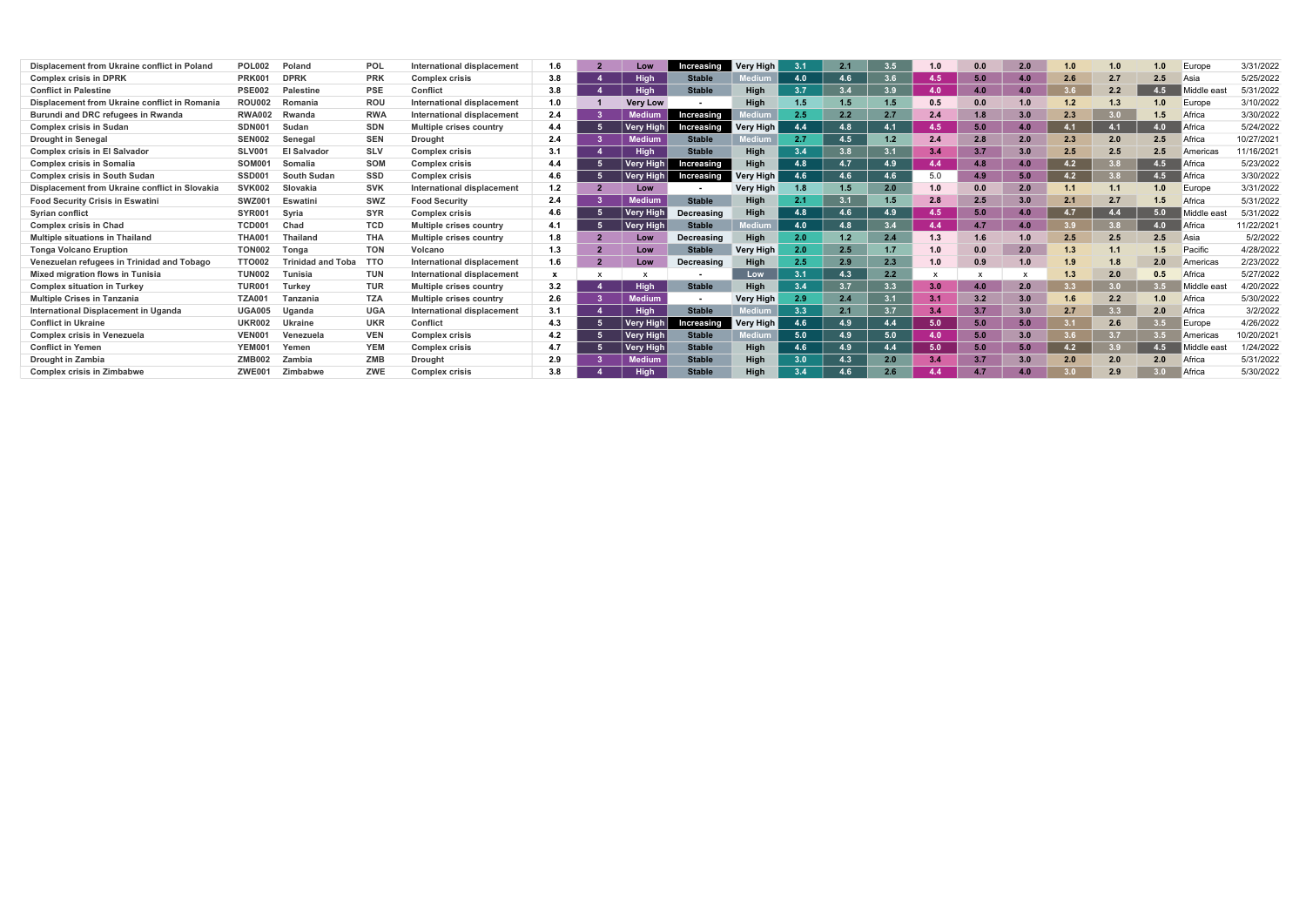| | | | | | | | | | | | | | | | | | | | | |
|---|---|---|---|---|---|---|---|---|---|---|---|---|---|---|---|---|---|---|---|---|
| Displacement from Ukraine conflict in Poland | POL002 | Poland | POL | International displacement | 1.6 | 2 | Low | Increasing | Very High | 3.1 | 2.1 | 3.5 | 1.0 | 0.0 | 2.0 | 1.0 | 1.0 | 1.0 | Europe | 3/31/2022 |
| Complex crisis in DPRK | PRK001 | DPRK | PRK | Complex crisis | 3.8 | 4 | High | Stable | Medium | 4.0 | 4.6 | 3.6 | 4.5 | 5.0 | 4.0 | 2.6 | 2.7 | 2.5 | Asia | 5/25/2022 |
| Conflict in Palestine | PSE002 | Palestine | PSE | Conflict | 3.8 | 4 | High | Stable | High | 3.7 | 3.4 | 3.9 | 4.0 | 4.0 | 4.0 | 3.6 | 2.2 | 4.5 | Middle east | 5/31/2022 |
| Displacement from Ukraine conflict in Romania | ROU002 | Romania | ROU | International displacement | 1.0 | 1 | Very Low | - | High | 1.5 | 1.5 | 1.5 | 0.5 | 0.0 | 1.0 | 1.2 | 1.3 | 1.0 | Europe | 3/10/2022 |
| Burundi and DRC refugees in Rwanda | RWA002 | Rwanda | RWA | International displacement | 2.4 | 3 | Medium | Increasing | Medium | 2.5 | 2.2 | 2.7 | 2.4 | 1.8 | 3.0 | 2.3 | 3.0 | 1.5 | Africa | 3/30/2022 |
| Complex crisis in Sudan | SDN001 | Sudan | SDN | Multiple crises country | 4.4 | 5 | Very High | Increasing | Very High | 4.4 | 4.8 | 4.1 | 4.5 | 5.0 | 4.0 | 4.1 | 4.1 | 4.0 | Africa | 5/24/2022 |
| Drought in Senegal | SEN002 | Senegal | SEN | Drought | 2.4 | 3 | Medium | Stable | Medium | 2.7 | 4.5 | 1.2 | 2.4 | 2.8 | 2.0 | 2.3 | 2.0 | 2.5 | Africa | 10/27/2021 |
| Complex crisis in El Salvador | SLV001 | El Salvador | SLV | Complex crisis | 3.1 | 4 | High | Stable | High | 3.4 | 3.8 | 3.1 | 3.4 | 3.7 | 3.0 | 2.5 | 2.5 | 2.5 | Americas | 11/16/2021 |
| Complex crisis in Somalia | SOM001 | Somalia | SOM | Complex crisis | 4.4 | 5 | Very High | Increasing | High | 4.8 | 4.7 | 4.9 | 4.4 | 4.8 | 4.0 | 4.2 | 3.8 | 4.5 | Africa | 5/23/2022 |
| Complex crisis in South Sudan | SSD001 | South Sudan | SSD | Complex crisis | 4.6 | 5 | Very High | Increasing | Very High | 4.6 | 4.6 | 4.6 | 5.0 | 4.9 | 5.0 | 4.2 | 3.8 | 4.5 | Africa | 3/30/2022 |
| Displacement from Ukraine conflict in Slovakia | SVK002 | Slovakia | SVK | International displacement | 1.2 | 2 | Low | - | Very High | 1.8 | 1.5 | 2.0 | 1.0 | 0.0 | 2.0 | 1.1 | 1.1 | 1.0 | Europe | 3/31/2022 |
| Food Security Crisis in Eswatini | SWZ001 | Eswatini | SWZ | Food Security | 2.4 | 3 | Medium | Stable | High | 2.1 | 3.1 | 1.5 | 2.8 | 2.5 | 3.0 | 2.1 | 2.7 | 1.5 | Africa | 5/31/2022 |
| Syrian conflict | SYR001 | Syria | SYR | Complex crisis | 4.6 | 5 | Very High | Decreasing | High | 4.8 | 4.6 | 4.9 | 4.5 | 5.0 | 4.0 | 4.7 | 4.4 | 5.0 | Middle east | 5/31/2022 |
| Complex crisis in Chad | TCD001 | Chad | TCD | Multiple crises country | 4.1 | 5 | Very High | Stable | Medium | 4.0 | 4.8 | 3.4 | 4.4 | 4.7 | 4.0 | 3.9 | 3.8 | 4.0 | Africa | 11/22/2021 |
| Multiple situations in Thailand | THA001 | Thailand | THA | Multiple crises country | 1.8 | 2 | Low | Decreasing | High | 2.0 | 1.2 | 2.4 | 1.3 | 1.6 | 1.0 | 2.5 | 2.5 | 2.5 | Asia | 5/2/2022 |
| Tonga Volcano Eruption | TON002 | Tonga | TON | Volcano | 1.3 | 2 | Low | Stable | Very High | 2.0 | 2.5 | 1.7 | 1.0 | 0.0 | 2.0 | 1.3 | 1.1 | 1.5 | Pacific | 4/28/2022 |
| Venezuelan refugees in Trinidad and Tobago | TTO002 | Trinidad and Toba | TTO | International displacement | 1.6 | 2 | Low | Decreasing | High | 2.5 | 2.9 | 2.3 | 1.0 | 0.9 | 1.0 | 1.9 | 1.8 | 2.0 | Americas | 2/23/2022 |
| Mixed migration flows in Tunisia | TUN002 | Tunisia | TUN | International displacement | x | x | x | - | Low | 3.1 | 4.3 | 2.2 | x | x | x | 1.3 | 2.0 | 0.5 | Africa | 5/27/2022 |
| Complex situation in Turkey | TUR001 | Turkey | TUR | Multiple crises country | 3.2 | 4 | High | Stable | High | 3.4 | 3.7 | 3.3 | 3.0 | 4.0 | 2.0 | 3.3 | 3.0 | 3.5 | Middle east | 4/20/2022 |
| Multiple Crises in Tanzania | TZA001 | Tanzania | TZA | Multiple crises country | 2.6 | 3 | Medium | - | Very High | 2.9 | 2.4 | 3.1 | 3.1 | 3.2 | 3.0 | 1.6 | 2.2 | 1.0 | Africa | 5/30/2022 |
| International Displacement in Uganda | UGA005 | Uganda | UGA | International displacement | 3.1 | 4 | High | Stable | Medium | 3.3 | 2.1 | 3.7 | 3.4 | 3.7 | 3.0 | 2.7 | 3.3 | 2.0 | Africa | 3/2/2022 |
| Conflict in Ukraine | UKR002 | Ukraine | UKR | Conflict | 4.3 | 5 | Very High | Increasing | Very High | 4.6 | 4.9 | 4.4 | 5.0 | 5.0 | 5.0 | 3.1 | 2.6 | 3.5 | Europe | 4/26/2022 |
| Complex crisis in Venezuela | VEN001 | Venezuela | VEN | Complex crisis | 4.2 | 5 | Very High | Stable | Medium | 5.0 | 4.9 | 5.0 | 4.0 | 5.0 | 3.0 | 3.6 | 3.7 | 3.5 | Americas | 10/20/2021 |
| Conflict in Yemen | YEM001 | Yemen | YEM | Complex crisis | 4.7 | 5 | Very High | Stable | High | 4.6 | 4.9 | 4.4 | 5.0 | 5.0 | 5.0 | 4.2 | 3.9 | 4.5 | Middle east | 1/24/2022 |
| Drought in Zambia | ZMB002 | Zambia | ZMB | Drought | 2.9 | 3 | Medium | Stable | High | 3.0 | 4.3 | 2.0 | 3.4 | 3.7 | 3.0 | 2.0 | 2.0 | 2.0 | Africa | 5/31/2022 |
| Complex crisis in Zimbabwe | ZWE001 | Zimbabwe | ZWE | Complex crisis | 3.8 | 4 | High | Stable | High | 3.4 | 4.6 | 2.6 | 4.4 | 4.7 | 4.0 | 3.0 | 2.9 | 3.0 | Africa | 5/30/2022 |